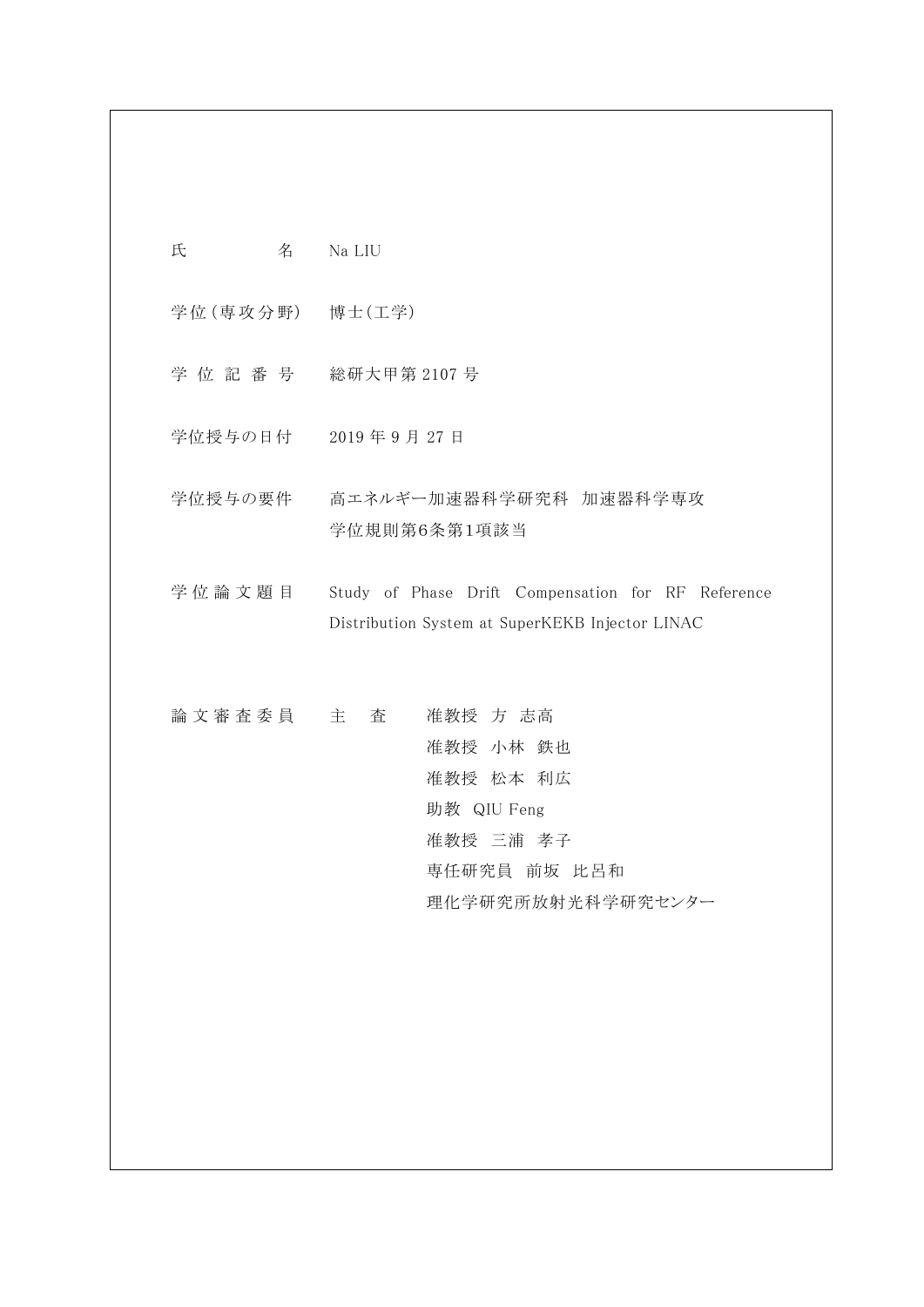| | |
|---|---|
| 氏　　　名 | Na LIU |
| 学位(専攻分野) | 博士(工学) |
| 学 位 記 番 号 | 総研大甲第 2107 号 |
| 学位授与の日付 | 2019 年 9 月 27 日 |
| 学位授与の要件 | 高エネルギー加速器科学研究科　加速器科学専攻<br>学位規則第6条第1項該当 |
| 学 位 論 文 題 目 | Study of Phase Drift Compensation for RF Reference Distribution System at SuperKEKB Injector LINAC |

| | | |
|---|---|---|
| 論 文 審 査 委 員 | 主　査 | 准教授　方　志高 |
| | | 准教授　小林　鉄也 |
| | | 准教授　松本　利広 |
| | | 助教　QIU Feng |
| | | 准教授　三浦　孝子 |
| | | 専任研究員　前坂　比呂和<br>理化学研究所放射光科学研究センター |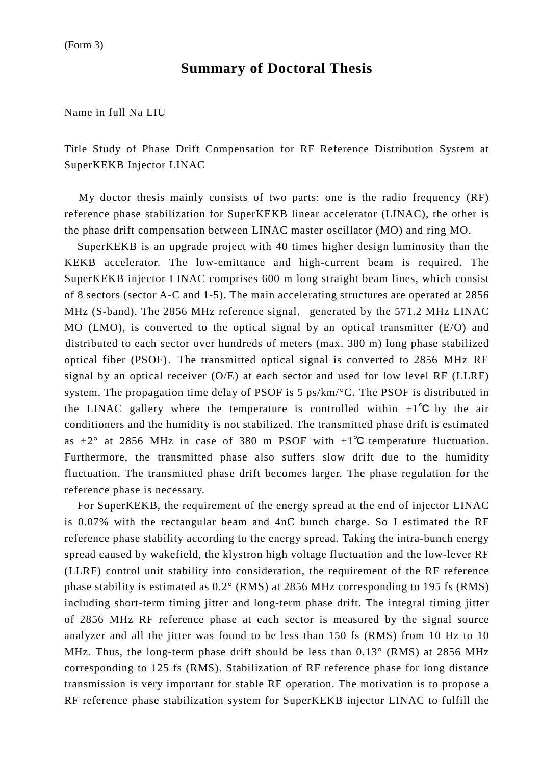(Form 3)

# Summary of Doctoral Thesis

Name in full Na LIU

Title Study of Phase Drift Compensation for RF Reference Distribution System at SuperKEKB Injector LINAC

My doctor thesis mainly consists of two parts: one is the radio frequency (RF) reference phase stabilization for SuperKEKB linear accelerator (LINAC), the other is the phase drift compensation between LINAC master oscillator (MO) and ring MO.

SuperKEKB is an upgrade project with 40 times higher design luminosity than the KEKB accelerator. The low-emittance and high-current beam is required. The SuperKEKB injector LINAC comprises 600 m long straight beam lines, which consist of 8 sectors (sector A-C and 1-5). The main accelerating structures are operated at 2856 MHz (S-band). The 2856 MHz reference signal, generated by the 571.2 MHz LINAC MO (LMO), is converted to the optical signal by an optical transmitter (E/O) and distributed to each sector over hundreds of meters (max. 380 m) long phase stabilized optical fiber (PSOF). The transmitted optical signal is converted to 2856 MHz RF signal by an optical receiver (O/E) at each sector and used for low level RF (LLRF) system. The propagation time delay of PSOF is 5 ps/km/°C. The PSOF is distributed in the LINAC gallery where the temperature is controlled within ±1℃ by the air conditioners and the humidity is not stabilized. The transmitted phase drift is estimated as ±2° at 2856 MHz in case of 380 m PSOF with ±1℃ temperature fluctuation. Furthermore, the transmitted phase also suffers slow drift due to the humidity fluctuation. The transmitted phase drift becomes larger. The phase regulation for the reference phase is necessary.

For SuperKEKB, the requirement of the energy spread at the end of injector LINAC is 0.07% with the rectangular beam and 4nC bunch charge. So I estimated the RF reference phase stability according to the energy spread. Taking the intra-bunch energy spread caused by wakefield, the klystron high voltage fluctuation and the low-lever RF (LLRF) control unit stability into consideration, the requirement of the RF reference phase stability is estimated as 0.2° (RMS) at 2856 MHz corresponding to 195 fs (RMS) including short-term timing jitter and long-term phase drift. The integral timing jitter of 2856 MHz RF reference phase at each sector is measured by the signal source analyzer and all the jitter was found to be less than 150 fs (RMS) from 10 Hz to 10 MHz. Thus, the long-term phase drift should be less than 0.13° (RMS) at 2856 MHz corresponding to 125 fs (RMS). Stabilization of RF reference phase for long distance transmission is very important for stable RF operation. The motivation is to propose a RF reference phase stabilization system for SuperKEKB injector LINAC to fulfill the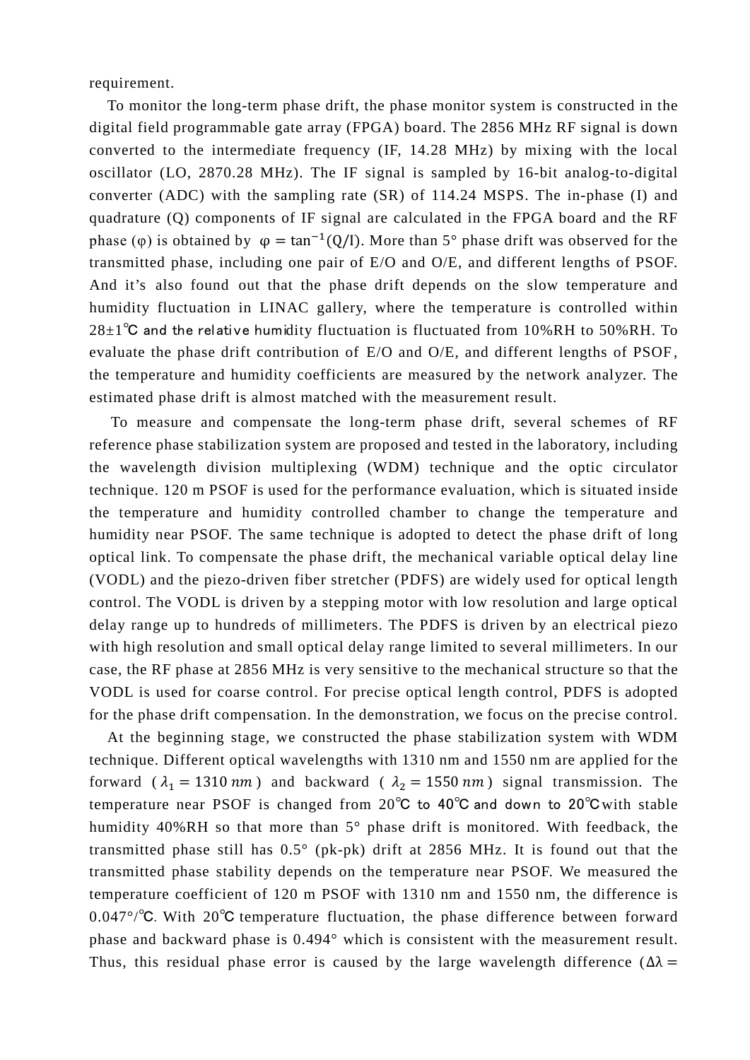requirement.

To monitor the long-term phase drift, the phase monitor system is constructed in the digital field programmable gate array (FPGA) board. The 2856 MHz RF signal is down converted to the intermediate frequency (IF, 14.28 MHz) by mixing with the local oscillator (LO, 2870.28 MHz). The IF signal is sampled by 16-bit analog-to-digital converter (ADC) with the sampling rate (SR) of 114.24 MSPS. The in-phase (I) and quadrature (Q) components of IF signal are calculated in the FPGA board and the RF phase (φ) is obtained by $\varphi = \tan^{-1}(Q/I)$. More than 5° phase drift was observed for the transmitted phase, including one pair of E/O and O/E, and different lengths of PSOF. And it's also found out that the phase drift depends on the slow temperature and humidity fluctuation in LINAC gallery, where the temperature is controlled within 28±1℃ and the relative humidity fluctuation is fluctuated from 10%RH to 50%RH. To evaluate the phase drift contribution of E/O and O/E, and different lengths of PSOF, the temperature and humidity coefficients are measured by the network analyzer. The estimated phase drift is almost matched with the measurement result.

To measure and compensate the long-term phase drift, several schemes of RF reference phase stabilization system are proposed and tested in the laboratory, including the wavelength division multiplexing (WDM) technique and the optic circulator technique. 120 m PSOF is used for the performance evaluation, which is situated inside the temperature and humidity controlled chamber to change the temperature and humidity near PSOF. The same technique is adopted to detect the phase drift of long optical link. To compensate the phase drift, the mechanical variable optical delay line (VODL) and the piezo-driven fiber stretcher (PDFS) are widely used for optical length control. The VODL is driven by a stepping motor with low resolution and large optical delay range up to hundreds of millimeters. The PDFS is driven by an electrical piezo with high resolution and small optical delay range limited to several millimeters. In our case, the RF phase at 2856 MHz is very sensitive to the mechanical structure so that the VODL is used for coarse control. For precise optical length control, PDFS is adopted for the phase drift compensation. In the demonstration, we focus on the precise control.

At the beginning stage, we constructed the phase stabilization system with WDM technique. Different optical wavelengths with 1310 nm and 1550 nm are applied for the forward ($\lambda_1 = 1310\, nm$) and backward ($\lambda_2 = 1550\, nm$) signal transmission. The temperature near PSOF is changed from 20℃ to 40℃ and down to 20℃ with stable humidity 40%RH so that more than 5° phase drift is monitored. With feedback, the transmitted phase still has 0.5° (pk-pk) drift at 2856 MHz. It is found out that the transmitted phase stability depends on the temperature near PSOF. We measured the temperature coefficient of 120 m PSOF with 1310 nm and 1550 nm, the difference is 0.047°/℃. With 20℃ temperature fluctuation, the phase difference between forward phase and backward phase is 0.494° which is consistent with the measurement result. Thus, this residual phase error is caused by the large wavelength difference ($\Delta\lambda =$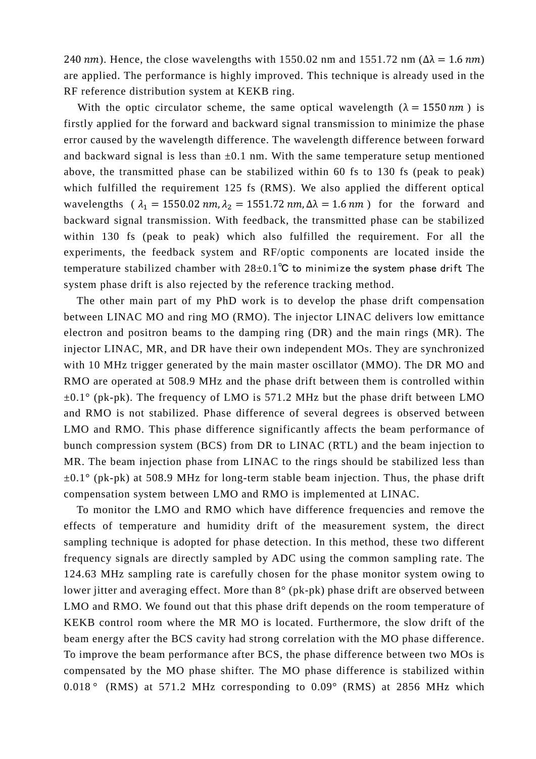$240\ nm$). Hence, the close wavelengths with 1550.02 nm and 1551.72 nm ($\Delta\lambda = 1.6\ nm$) are applied. The performance is highly improved. This technique is already used in the RF reference distribution system at KEKB ring.

With the optic circulator scheme, the same optical wavelength ($\lambda = 1550\ nm$) is firstly applied for the forward and backward signal transmission to minimize the phase error caused by the wavelength difference. The wavelength difference between forward and backward signal is less than ±0.1 nm. With the same temperature setup mentioned above, the transmitted phase can be stabilized within 60 fs to 130 fs (peak to peak) which fulfilled the requirement 125 fs (RMS). We also applied the different optical wavelengths ($\lambda_1 = 1550.02\ nm, \lambda_2 = 1551.72\ nm, \Delta\lambda = 1.6\ nm$) for the forward and backward signal transmission. With feedback, the transmitted phase can be stabilized within 130 fs (peak to peak) which also fulfilled the requirement. For all the experiments, the feedback system and RF/optic components are located inside the temperature stabilized chamber with 28±0.1℃ to minimize the system phase drift. The system phase drift is also rejected by the reference tracking method.

The other main part of my PhD work is to develop the phase drift compensation between LINAC MO and ring MO (RMO). The injector LINAC delivers low emittance electron and positron beams to the damping ring (DR) and the main rings (MR). The injector LINAC, MR, and DR have their own independent MOs. They are synchronized with 10 MHz trigger generated by the main master oscillator (MMO). The DR MO and RMO are operated at 508.9 MHz and the phase drift between them is controlled within ±0.1° (pk-pk). The frequency of LMO is 571.2 MHz but the phase drift between LMO and RMO is not stabilized. Phase difference of several degrees is observed between LMO and RMO. This phase difference significantly affects the beam performance of bunch compression system (BCS) from DR to LINAC (RTL) and the beam injection to MR. The beam injection phase from LINAC to the rings should be stabilized less than ±0.1° (pk-pk) at 508.9 MHz for long-term stable beam injection. Thus, the phase drift compensation system between LMO and RMO is implemented at LINAC.

To monitor the LMO and RMO which have difference frequencies and remove the effects of temperature and humidity drift of the measurement system, the direct sampling technique is adopted for phase detection. In this method, these two different frequency signals are directly sampled by ADC using the common sampling rate. The 124.63 MHz sampling rate is carefully chosen for the phase monitor system owing to lower jitter and averaging effect. More than 8° (pk-pk) phase drift are observed between LMO and RMO. We found out that this phase drift depends on the room temperature of KEKB control room where the MR MO is located. Furthermore, the slow drift of the beam energy after the BCS cavity had strong correlation with the MO phase difference. To improve the beam performance after BCS, the phase difference between two MOs is compensated by the MO phase shifter. The MO phase difference is stabilized within 0.018° (RMS) at 571.2 MHz corresponding to 0.09° (RMS) at 2856 MHz which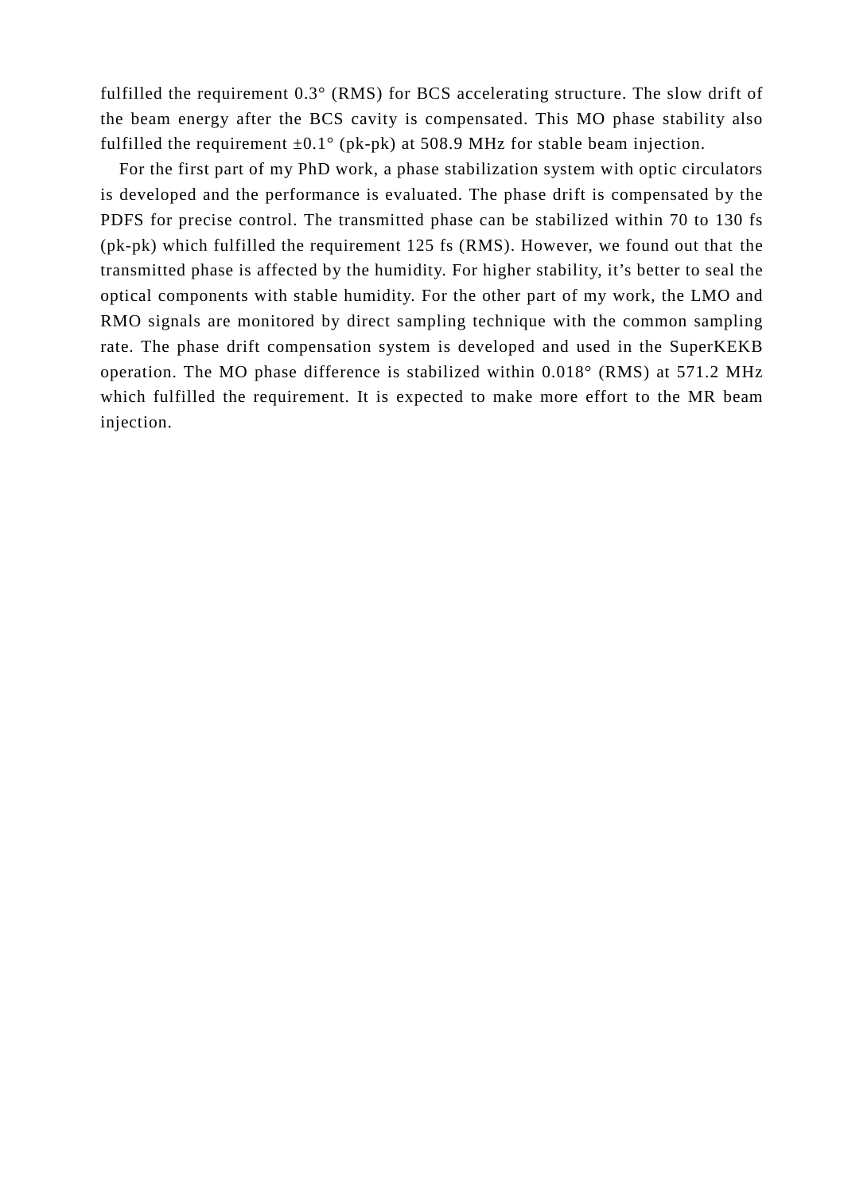fulfilled the requirement 0.3° (RMS) for BCS accelerating structure. The slow drift of the beam energy after the BCS cavity is compensated. This MO phase stability also fulfilled the requirement ±0.1° (pk-pk) at 508.9 MHz for stable beam injection.

For the first part of my PhD work, a phase stabilization system with optic circulators is developed and the performance is evaluated. The phase drift is compensated by the PDFS for precise control. The transmitted phase can be stabilized within 70 to 130 fs (pk-pk) which fulfilled the requirement 125 fs (RMS). However, we found out that the transmitted phase is affected by the humidity. For higher stability, it's better to seal the optical components with stable humidity. For the other part of my work, the LMO and RMO signals are monitored by direct sampling technique with the common sampling rate. The phase drift compensation system is developed and used in the SuperKEKB operation. The MO phase difference is stabilized within 0.018° (RMS) at 571.2 MHz which fulfilled the requirement. It is expected to make more effort to the MR beam injection.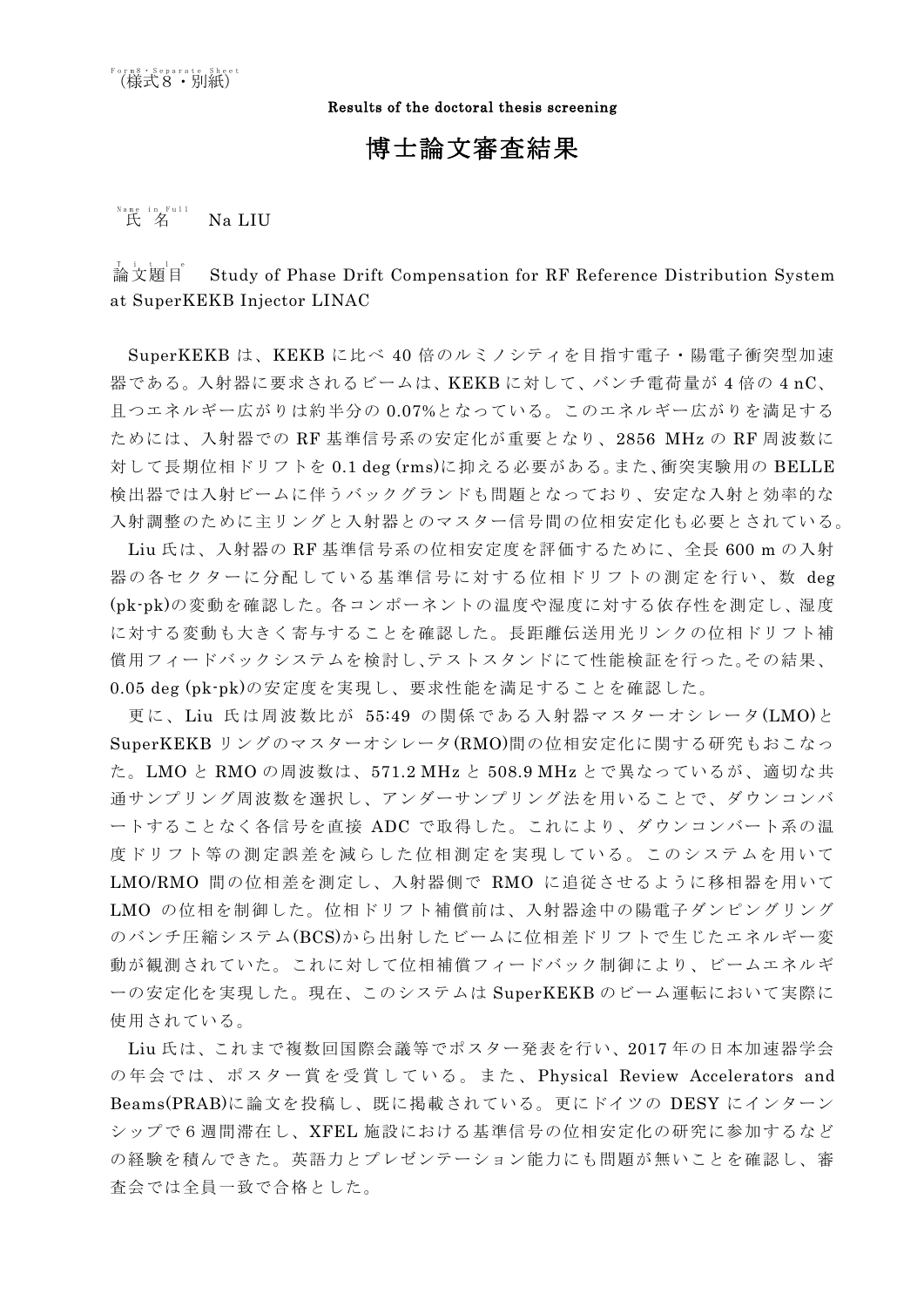Form8・Separate Sheet
（様式８・別紙）

Results of the doctoral thesis screening

# 博士論文審査結果

Name in Full
氏名　Na LIU

Title
論文題目　Study of Phase Drift Compensation for RF Reference Distribution System at SuperKEKB Injector LINAC

SuperKEKB は、KEKB に比べ 40 倍のルミノシティを目指す電子・陽電子衝突型加速器である。入射器に要求されるビームは、KEKB に対して、バンチ電荷量が 4 倍の 4 nC、且つエネルギー広がりは約半分の 0.07%となっている。このエネルギー広がりを満足するためには、入射器での RF 基準信号系の安定化が重要となり、2856 MHz の RF 周波数に対して長期位相ドリフトを 0.1 deg (rms)に抑える必要がある。また、衝突実験用の BELLE 検出器では入射ビームに伴うバックグランドも問題となっており、安定な入射と効率的な入射調整のために主リングと入射器とのマスター信号間の位相安定化も必要とされている。

Liu 氏は、入射器の RF 基準信号系の位相安定度を評価するために、全長 600 m の入射器の各セクターに分配している基準信号に対する位相ドリフトの測定を行い、数 deg (pk-pk)の変動を確認した。各コンポーネントの温度や湿度に対する依存性を測定し、湿度に対する変動も大きく寄与することを確認した。長距離伝送用光リンクの位相ドリフト補償用フィードバックシステムを検討し､テストスタンドにて性能検証を行った｡その結果、0.05 deg (pk-pk)の安定度を実現し、要求性能を満足することを確認した。

更に、Liu 氏は周波数比が 55:49 の関係である入射器マスターオシレータ(LMO)と SuperKEKB リングのマスターオシレータ(RMO)間の位相安定化に関する研究もおこなった。LMO と RMO の周波数は、571.2 MHz と 508.9 MHz とで異なっているが、適切な共通サンプリング周波数を選択し、アンダーサンプリング法を用いることで、ダウンコンバートすることなく各信号を直接 ADC で取得した。これにより、ダウンコンバート系の温度ドリフト等の測定誤差を減らした位相測定を実現している。このシステムを用いて LMO/RMO 間の位相差を測定し、入射器側で RMO に追従させるように移相器を用いて LMO の位相を制御した。位相ドリフト補償前は、入射器途中の陽電子ダンピングリングのバンチ圧縮システム(BCS)から出射したビームに位相差ドリフトで生じたエネルギー変動が観測されていた。これに対して位相補償フィードバック制御により、ビームエネルギーの安定化を実現した。現在、このシステムは SuperKEKB のビーム運転において実際に使用されている。

Liu 氏は、これまで複数回国際会議等でポスター発表を行い、2017 年の日本加速器学会の年会では、ポスター賞を受賞している。また、Physical Review Accelerators and Beams(PRAB)に論文を投稿し、既に掲載されている。更にドイツの DESY にインターンシップで 6 週間滞在し、XFEL 施設における基準信号の位相安定化の研究に参加するなどの経験を積んできた。英語力とプレゼンテーション能力にも問題が無いことを確認し、審査会では全員一致で合格とした。